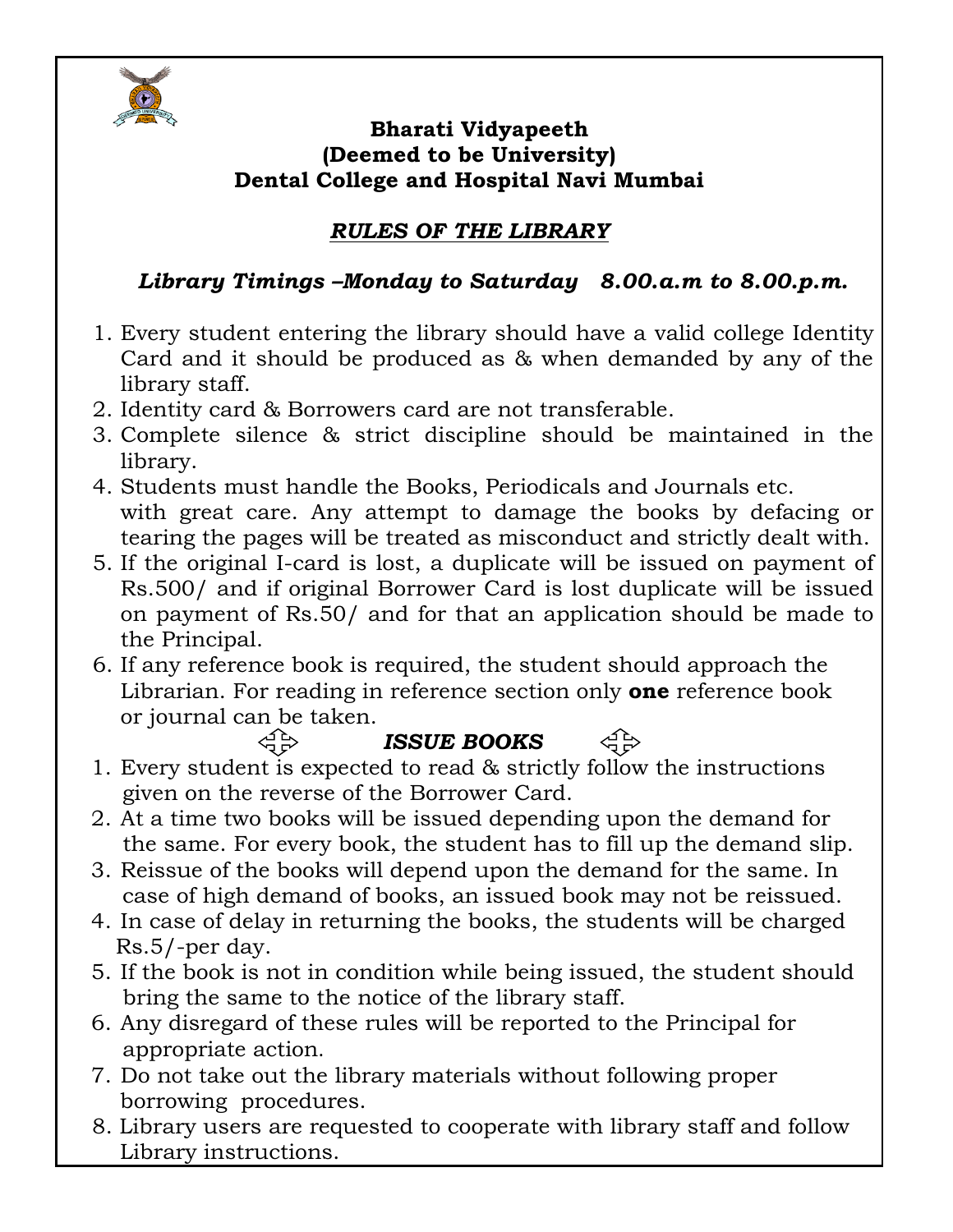# Bharati Vidyapeeth
## (Deemed to be University)
## Dental College and Hospital Navi Mumbai

### ***RULES OF THE LIBRARY***

***Library Timings –Monday to Saturday 8.00.a.m to 8.00.p.m.***

1. Every student entering the library should have a valid college Identity Card and it should be produced as & when demanded by any of the library staff.
2. Identity card & Borrowers card are not transferable.
3. Complete silence & strict discipline should be maintained in the library.
4. Students must handle the Books, Periodicals and Journals etc. with great care. Any attempt to damage the books by defacing or tearing the pages will be treated as misconduct and strictly dealt with.
5. If the original I-card is lost, a duplicate will be issued on payment of Rs.500/ and if original Borrower Card is lost duplicate will be issued on payment of Rs.50/ and for that an application should be made to the Principal.
6. If any reference book is required, the student should approach the Librarian. For reading in reference section only **one** reference book or journal can be taken.

***ISSUE BOOKS***

1. Every student is expected to read & strictly follow the instructions given on the reverse of the Borrower Card.
2. At a time two books will be issued depending upon the demand for the same. For every book, the student has to fill up the demand slip.
3. Reissue of the books will depend upon the demand for the same. In case of high demand of books, an issued book may not be reissued.
4. In case of delay in returning the books, the students will be charged Rs.5/-per day.
5. If the book is not in condition while being issued, the student should bring the same to the notice of the library staff.
6. Any disregard of these rules will be reported to the Principal for appropriate action.
7. Do not take out the library materials without following proper borrowing procedures.
8. Library users are requested to cooperate with library staff and follow Library instructions.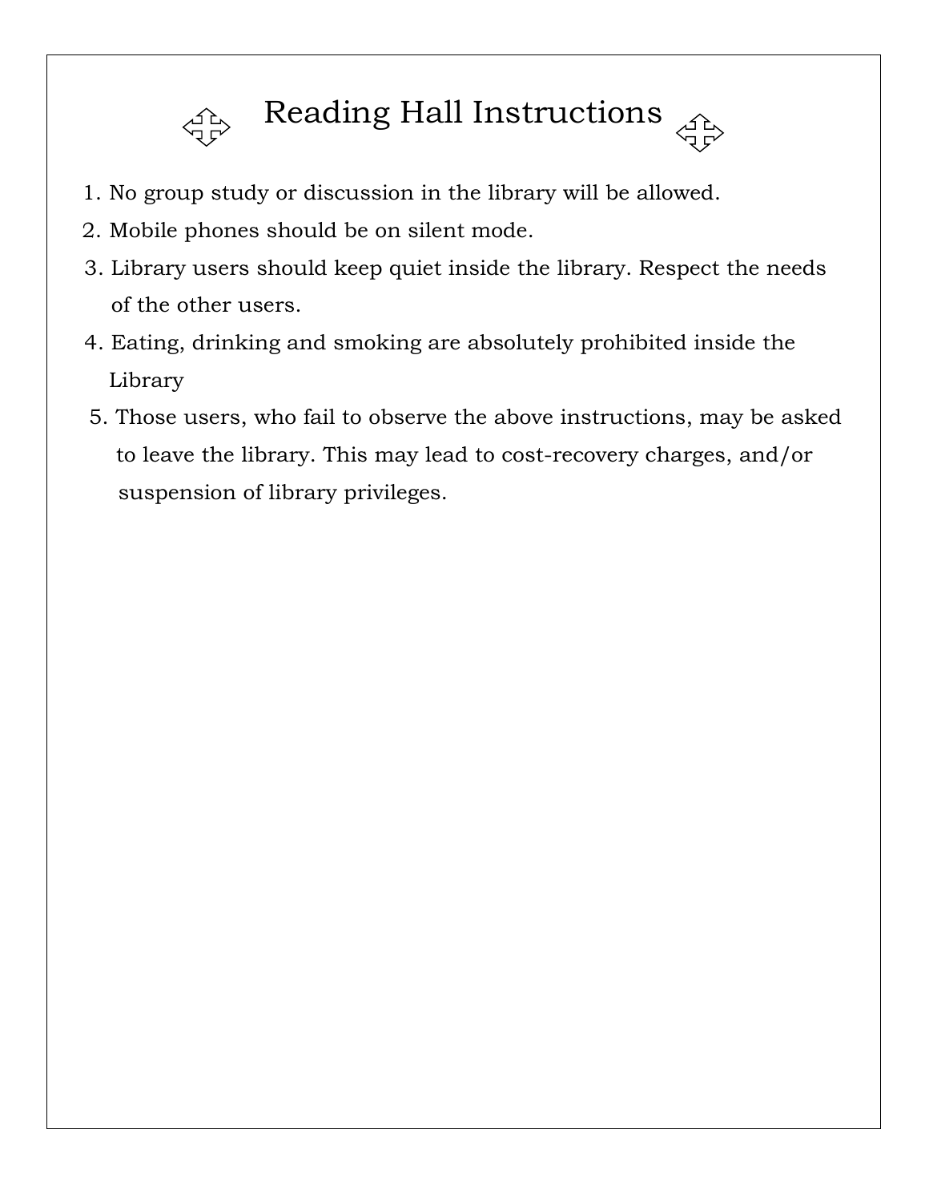# Reading Hall Instructions

1. No group study or discussion in the library will be allowed.
2. Mobile phones should be on silent mode.
3. Library users should keep quiet inside the library. Respect the needs of the other users.
4. Eating, drinking and smoking are absolutely prohibited inside the Library
5. Those users, who fail to observe the above instructions, may be asked to leave the library. This may lead to cost-recovery charges, and/or suspension of library privileges.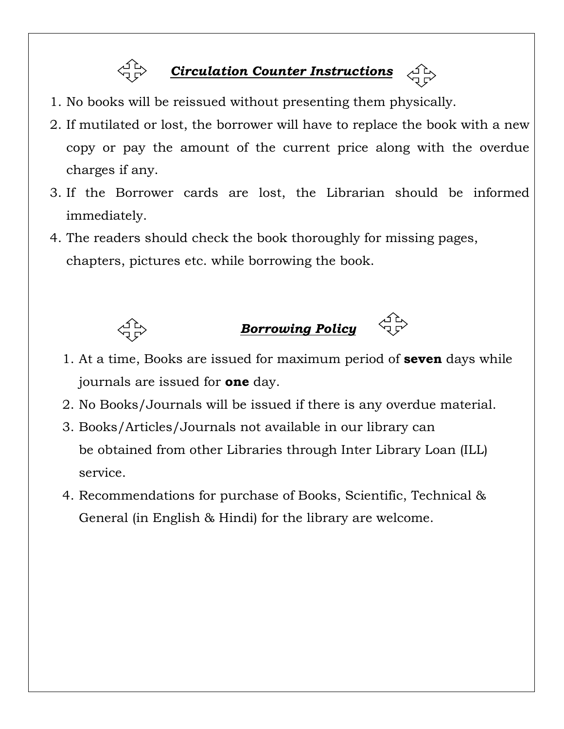## ***Circulation Counter Instructions***

1. No books will be reissued without presenting them physically.
2. If mutilated or lost, the borrower will have to replace the book with a new copy or pay the amount of the current price along with the overdue charges if any.
3. If the Borrower cards are lost, the Librarian should be informed immediately.
4. The readers should check the book thoroughly for missing pages, chapters, pictures etc. while borrowing the book.

## ***Borrowing Policy***

1. At a time, Books are issued for maximum period of **seven** days while journals are issued for **one** day.
2. No Books/Journals will be issued if there is any overdue material.
3. Books/Articles/Journals not available in our library can be obtained from other Libraries through Inter Library Loan (ILL) service.
4. Recommendations for purchase of Books, Scientific, Technical & General (in English & Hindi) for the library are welcome.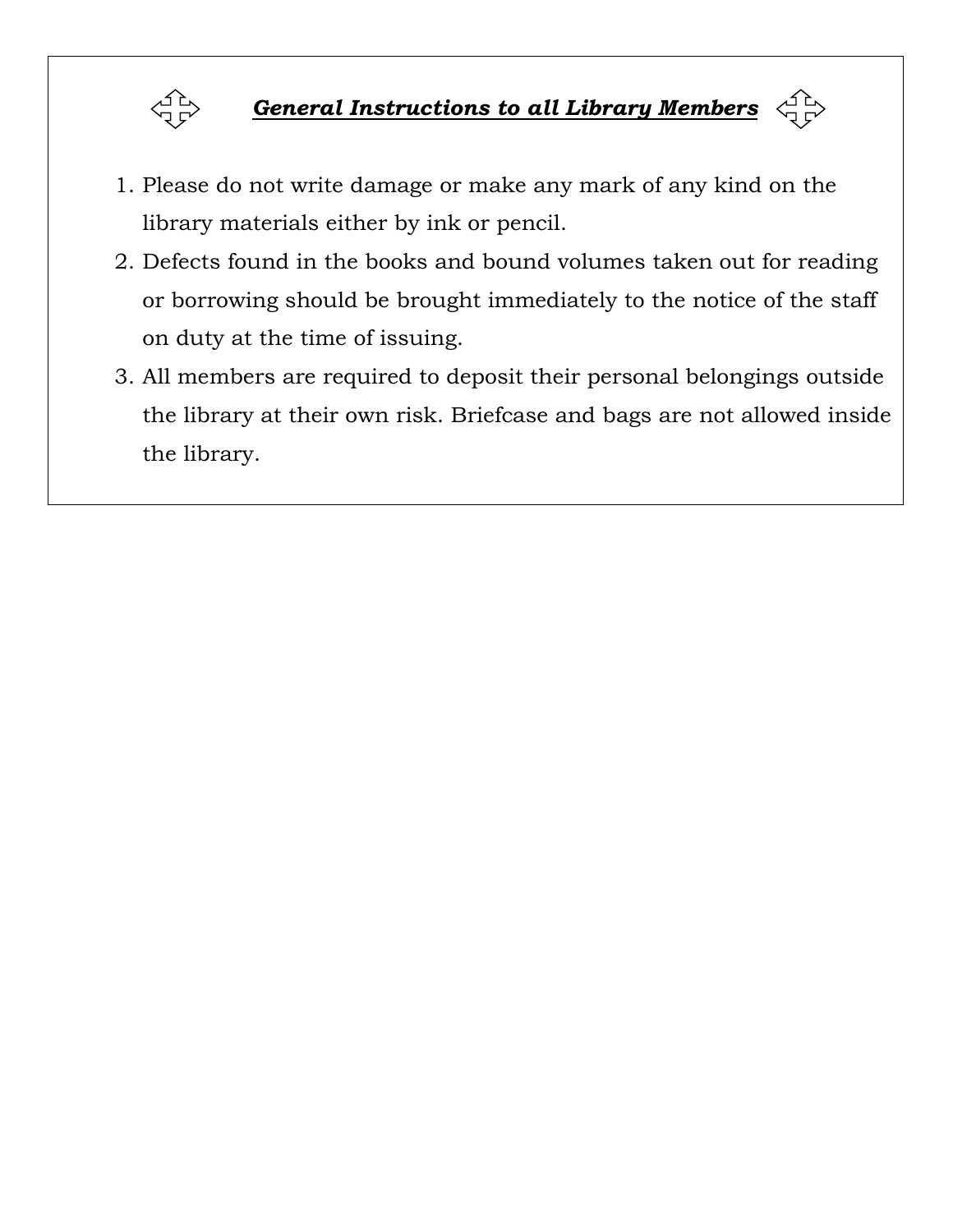## ***General Instructions to all Library Members***

1. Please do not write damage or make any mark of any kind on the library materials either by ink or pencil.
2. Defects found in the books and bound volumes taken out for reading or borrowing should be brought immediately to the notice of the staff on duty at the time of issuing.
3. All members are required to deposit their personal belongings outside the library at their own risk. Briefcase and bags are not allowed inside the library.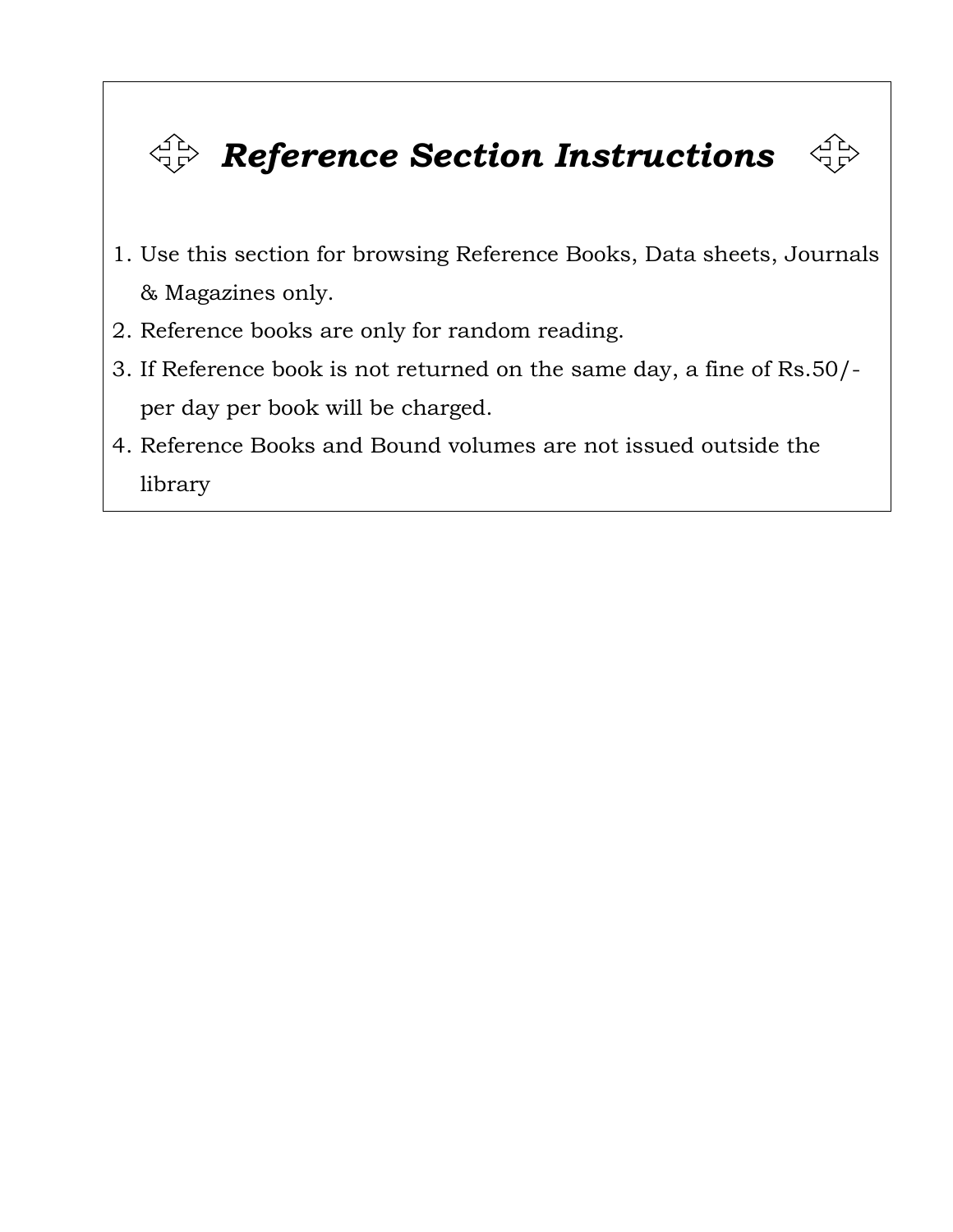## *Reference Section Instructions*

1. Use this section for browsing Reference Books, Data sheets, Journals & Magazines only.
2. Reference books are only for random reading.
3. If Reference book is not returned on the same day, a fine of Rs.50/- per day per book will be charged.
4. Reference Books and Bound volumes are not issued outside the library